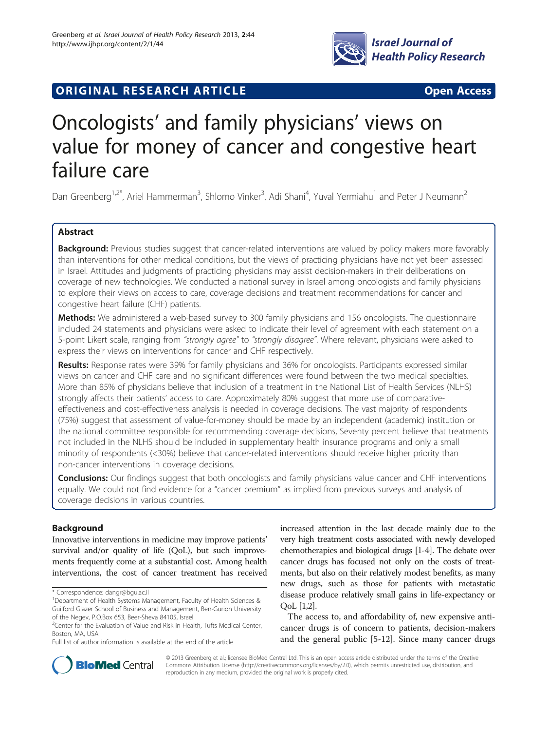ORIGINAL RESEARCH ARTICLE — Open Access

# Oncologists' and family physicians' views on value for money of cancer and congestive heart failure care

Dan Greenberg[1,2*], Ariel Hammerman[3], Shlomo Vinker[3], Adi Shani[4], Yuval Yermiahu[1] and Peter J Neumann[2]

## Abstract

**Background:** Previous studies suggest that cancer-related interventions are valued by policy makers more favorably than interventions for other medical conditions, but the views of practicing physicians have not yet been assessed in Israel. Attitudes and judgments of practicing physicians may assist decision-makers in their deliberations on coverage of new technologies. We conducted a national survey in Israel among oncologists and family physicians to explore their views on access to care, coverage decisions and treatment recommendations for cancer and congestive heart failure (CHF) patients.

**Methods:** We administered a web-based survey to 300 family physicians and 156 oncologists. The questionnaire included 24 statements and physicians were asked to indicate their level of agreement with each statement on a 5-point Likert scale, ranging from *"strongly agree"* to *"strongly disagree"*. Where relevant, physicians were asked to express their views on interventions for cancer and CHF respectively.

**Results:** Response rates were 39% for family physicians and 36% for oncologists. Participants expressed similar views on cancer and CHF care and no significant differences were found between the two medical specialties. More than 85% of physicians believe that inclusion of a treatment in the National List of Health Services (NLHS) strongly affects their patients' access to care. Approximately 80% suggest that more use of comparative-effectiveness and cost-effectiveness analysis is needed in coverage decisions. The vast majority of respondents (75%) suggest that assessment of value-for-money should be made by an independent (academic) institution or the national committee responsible for recommending coverage decisions, Seventy percent believe that treatments not included in the NLHS should be included in supplementary health insurance programs and only a small minority of respondents (<30%) believe that cancer-related interventions should receive higher priority than non-cancer interventions in coverage decisions.

**Conclusions:** Our findings suggest that both oncologists and family physicians value cancer and CHF interventions equally. We could not find evidence for a "cancer premium" as implied from previous surveys and analysis of coverage decisions in various countries.

## Background

Innovative interventions in medicine may improve patients' survival and/or quality of life (QoL), but such improvements frequently come at a substantial cost. Among health interventions, the cost of cancer treatment has received increased attention in the last decade mainly due to the very high treatment costs associated with newly developed chemotherapies and biological drugs [1-4]. The debate over cancer drugs has focused not only on the costs of treatments, but also on their relatively modest benefits, as many new drugs, such as those for patients with metastatic disease produce relatively small gains in life-expectancy or QoL [1,2].

The access to, and affordability of, new expensive anticancer drugs is of concern to patients, decision-makers and the general public [5-12]. Since many cancer drugs

\* Correspondence: dangr@bgu.ac.il
[1]Department of Health Systems Management, Faculty of Health Sciences & Guilford Glazer School of Business and Management, Ben-Gurion University of the Negev, P.O.Box 653, Beer-Sheva 84105, Israel
[2]Center for the Evaluation of Value and Risk in Health, Tufts Medical Center, Boston, MA, USA
Full list of author information is available at the end of the article

© 2013 Greenberg et al.; licensee BioMed Central Ltd. This is an open access article distributed under the terms of the Creative Commons Attribution License (http://creativecommons.org/licenses/by/2.0), which permits unrestricted use, distribution, and reproduction in any medium, provided the original work is properly cited.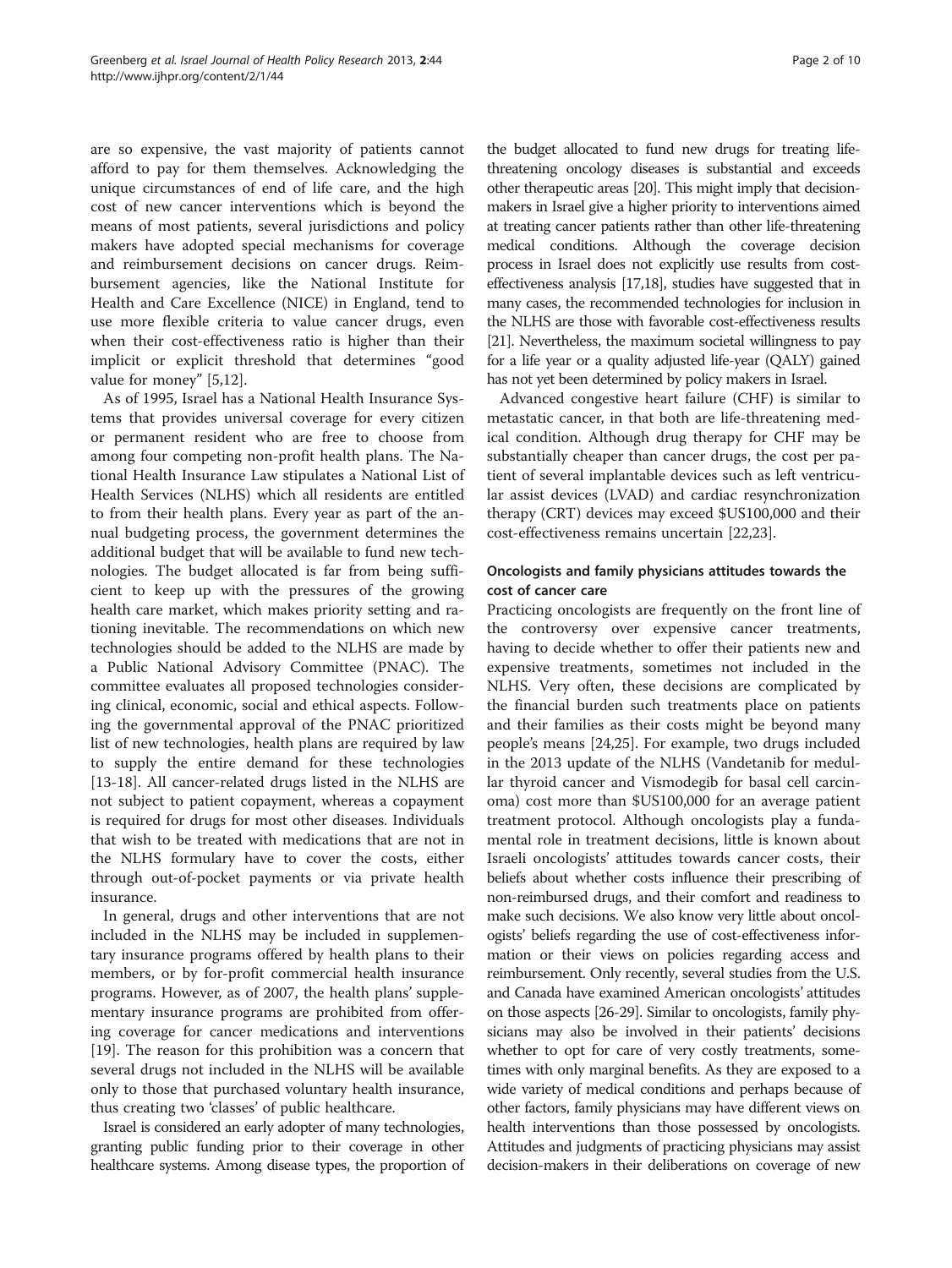are so expensive, the vast majority of patients cannot afford to pay for them themselves. Acknowledging the unique circumstances of end of life care, and the high cost of new cancer interventions which is beyond the means of most patients, several jurisdictions and policy makers have adopted special mechanisms for coverage and reimbursement decisions on cancer drugs. Reimbursement agencies, like the National Institute for Health and Care Excellence (NICE) in England, tend to use more flexible criteria to value cancer drugs, even when their cost-effectiveness ratio is higher than their implicit or explicit threshold that determines "good value for money" [5,12].

As of 1995, Israel has a National Health Insurance Systems that provides universal coverage for every citizen or permanent resident who are free to choose from among four competing non-profit health plans. The National Health Insurance Law stipulates a National List of Health Services (NLHS) which all residents are entitled to from their health plans. Every year as part of the annual budgeting process, the government determines the additional budget that will be available to fund new technologies. The budget allocated is far from being sufficient to keep up with the pressures of the growing health care market, which makes priority setting and rationing inevitable. The recommendations on which new technologies should be added to the NLHS are made by a Public National Advisory Committee (PNAC). The committee evaluates all proposed technologies considering clinical, economic, social and ethical aspects. Following the governmental approval of the PNAC prioritized list of new technologies, health plans are required by law to supply the entire demand for these technologies [13-18]. All cancer-related drugs listed in the NLHS are not subject to patient copayment, whereas a copayment is required for drugs for most other diseases. Individuals that wish to be treated with medications that are not in the NLHS formulary have to cover the costs, either through out-of-pocket payments or via private health insurance.

In general, drugs and other interventions that are not included in the NLHS may be included in supplementary insurance programs offered by health plans to their members, or by for-profit commercial health insurance programs. However, as of 2007, the health plans' supplementary insurance programs are prohibited from offering coverage for cancer medications and interventions [19]. The reason for this prohibition was a concern that several drugs not included in the NLHS will be available only to those that purchased voluntary health insurance, thus creating two 'classes' of public healthcare.

Israel is considered an early adopter of many technologies, granting public funding prior to their coverage in other healthcare systems. Among disease types, the proportion of the budget allocated to fund new drugs for treating life-threatening oncology diseases is substantial and exceeds other therapeutic areas [20]. This might imply that decision-makers in Israel give a higher priority to interventions aimed at treating cancer patients rather than other life-threatening medical conditions. Although the coverage decision process in Israel does not explicitly use results from cost-effectiveness analysis [17,18], studies have suggested that in many cases, the recommended technologies for inclusion in the NLHS are those with favorable cost-effectiveness results [21]. Nevertheless, the maximum societal willingness to pay for a life year or a quality adjusted life-year (QALY) gained has not yet been determined by policy makers in Israel.

Advanced congestive heart failure (CHF) is similar to metastatic cancer, in that both are life-threatening medical condition. Although drug therapy for CHF may be substantially cheaper than cancer drugs, the cost per patient of several implantable devices such as left ventricular assist devices (LVAD) and cardiac resynchronization therapy (CRT) devices may exceed $US100,000 and their cost-effectiveness remains uncertain [22,23].

## Oncologists and family physicians attitudes towards the cost of cancer care

Practicing oncologists are frequently on the front line of the controversy over expensive cancer treatments, having to decide whether to offer their patients new and expensive treatments, sometimes not included in the NLHS. Very often, these decisions are complicated by the financial burden such treatments place on patients and their families as their costs might be beyond many people's means [24,25]. For example, two drugs included in the 2013 update of the NLHS (Vandetanib for medullar thyroid cancer and Vismodegib for basal cell carcinoma) cost more than $US100,000 for an average patient treatment protocol. Although oncologists play a fundamental role in treatment decisions, little is known about Israeli oncologists' attitudes towards cancer costs, their beliefs about whether costs influence their prescribing of non-reimbursed drugs, and their comfort and readiness to make such decisions. We also know very little about oncologists' beliefs regarding the use of cost-effectiveness information or their views on policies regarding access and reimbursement. Only recently, several studies from the U.S. and Canada have examined American oncologists' attitudes on those aspects [26-29]. Similar to oncologists, family physicians may also be involved in their patients' decisions whether to opt for care of very costly treatments, sometimes with only marginal benefits. As they are exposed to a wide variety of medical conditions and perhaps because of other factors, family physicians may have different views on health interventions than those possessed by oncologists. Attitudes and judgments of practicing physicians may assist decision-makers in their deliberations on coverage of new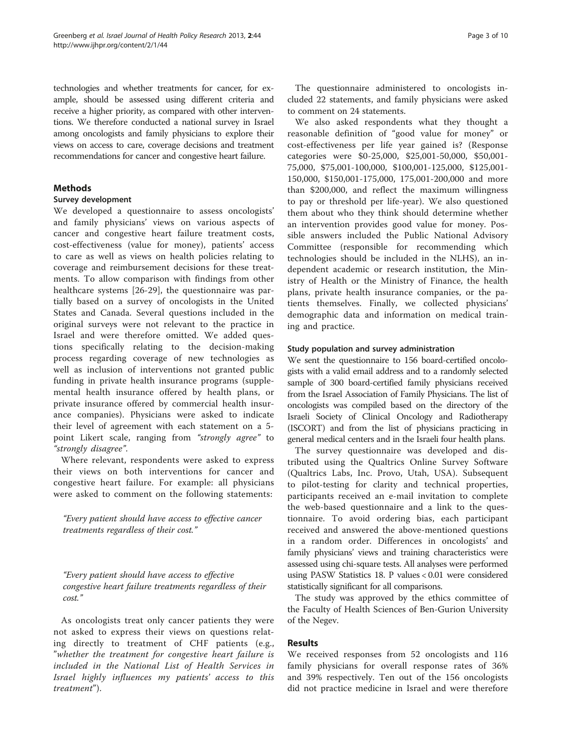technologies and whether treatments for cancer, for example, should be assessed using different criteria and receive a higher priority, as compared with other interventions. We therefore conducted a national survey in Israel among oncologists and family physicians to explore their views on access to care, coverage decisions and treatment recommendations for cancer and congestive heart failure.

## Methods

### Survey development

We developed a questionnaire to assess oncologists' and family physicians' views on various aspects of cancer and congestive heart failure treatment costs, cost-effectiveness (value for money), patients' access to care as well as views on health policies relating to coverage and reimbursement decisions for these treatments. To allow comparison with findings from other healthcare systems [26-29], the questionnaire was partially based on a survey of oncologists in the United States and Canada. Several questions included in the original surveys were not relevant to the practice in Israel and were therefore omitted. We added questions specifically relating to the decision-making process regarding coverage of new technologies as well as inclusion of interventions not granted public funding in private health insurance programs (supplemental health insurance offered by health plans, or private insurance offered by commercial health insurance companies). Physicians were asked to indicate their level of agreement with each statement on a 5-point Likert scale, ranging from *"strongly agree"* to *"strongly disagree"*.

Where relevant, respondents were asked to express their views on both interventions for cancer and congestive heart failure. For example: all physicians were asked to comment on the following statements:

> *"Every patient should have access to effective cancer treatments regardless of their cost."*

> *"Every patient should have access to effective congestive heart failure treatments regardless of their cost."*

As oncologists treat only cancer patients they were not asked to express their views on questions relating directly to treatment of CHF patients (e.g., "*whether the treatment for congestive heart failure is included in the National List of Health Services in Israel highly influences my patients' access to this treatment*").

The questionnaire administered to oncologists included 22 statements, and family physicians were asked to comment on 24 statements.

We also asked respondents what they thought a reasonable definition of "good value for money" or cost-effectiveness per life year gained is? (Response categories were \$0-25,000, \$25,001-50,000, \$50,001-75,000, \$75,001-100,000, \$100,001-125,000, \$125,001-150,000, \$150,001-175,000, 175,001-200,000 and more than \$200,000, and reflect the maximum willingness to pay or threshold per life-year). We also questioned them about who they think should determine whether an intervention provides good value for money. Possible answers included the Public National Advisory Committee (responsible for recommending which technologies should be included in the NLHS), an independent academic or research institution, the Ministry of Health or the Ministry of Finance, the health plans, private health insurance companies, or the patients themselves. Finally, we collected physicians' demographic data and information on medical training and practice.

### Study population and survey administration

We sent the questionnaire to 156 board-certified oncologists with a valid email address and to a randomly selected sample of 300 board-certified family physicians received from the Israel Association of Family Physicians. The list of oncologists was compiled based on the directory of the Israeli Society of Clinical Oncology and Radiotherapy (ISCORT) and from the list of physicians practicing in general medical centers and in the Israeli four health plans.

The survey questionnaire was developed and distributed using the Qualtrics Online Survey Software (Qualtrics Labs, Inc. Provo, Utah, USA). Subsequent to pilot-testing for clarity and technical properties, participants received an e-mail invitation to complete the web-based questionnaire and a link to the questionnaire. To avoid ordering bias, each participant received and answered the above-mentioned questions in a random order. Differences in oncologists' and family physicians' views and training characteristics were assessed using chi-square tests. All analyses were performed using PASW Statistics 18. P values < 0.01 were considered statistically significant for all comparisons.

The study was approved by the ethics committee of the Faculty of Health Sciences of Ben-Gurion University of the Negev.

## Results

We received responses from 52 oncologists and 116 family physicians for overall response rates of 36% and 39% respectively. Ten out of the 156 oncologists did not practice medicine in Israel and were therefore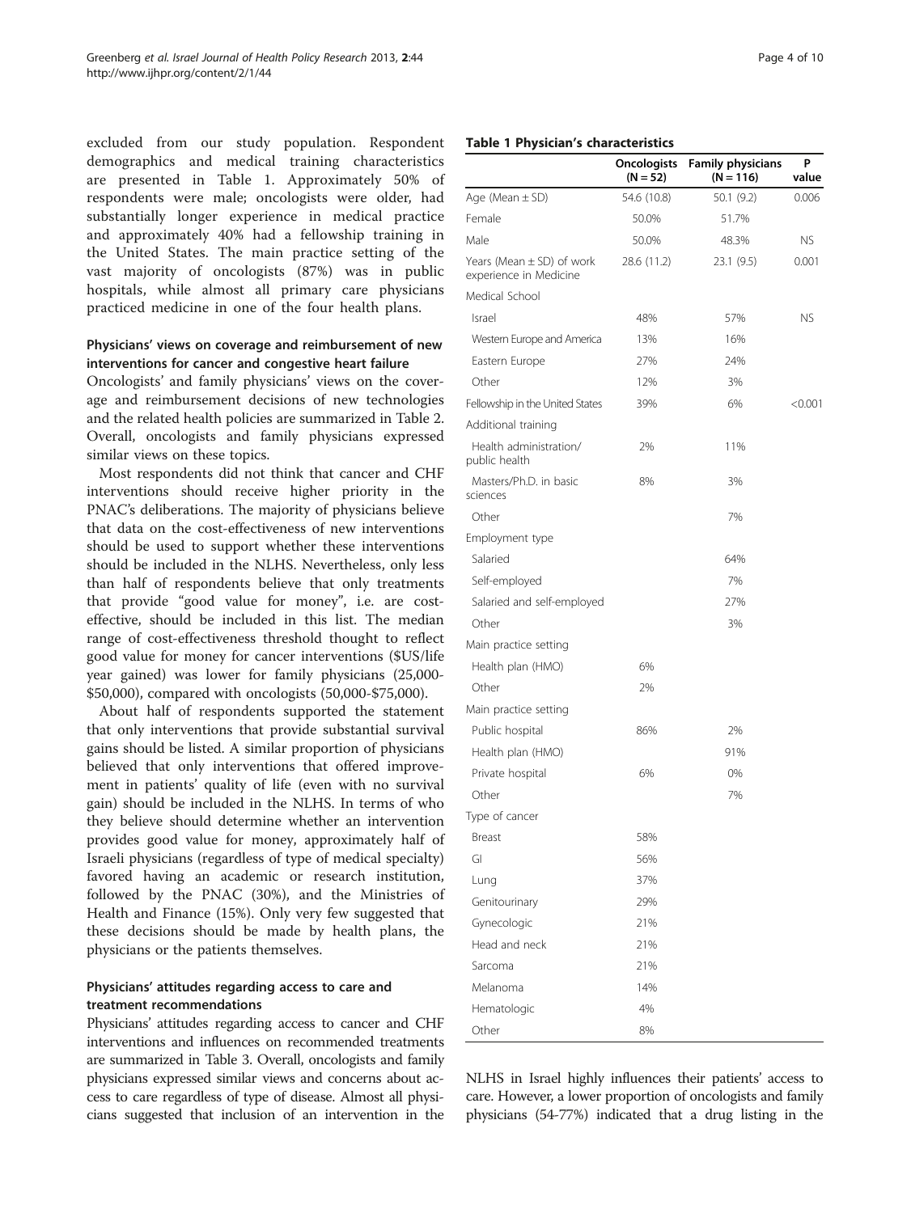excluded from our study population. Respondent demographics and medical training characteristics are presented in Table 1. Approximately 50% of respondents were male; oncologists were older, had substantially longer experience in medical practice and approximately 40% had a fellowship training in the United States. The main practice setting of the vast majority of oncologists (87%) was in public hospitals, while almost all primary care physicians practiced medicine in one of the four health plans.

### Physicians' views on coverage and reimbursement of new interventions for cancer and congestive heart failure

Oncologists' and family physicians' views on the coverage and reimbursement decisions of new technologies and the related health policies are summarized in Table 2. Overall, oncologists and family physicians expressed similar views on these topics.

Most respondents did not think that cancer and CHF interventions should receive higher priority in the PNAC's deliberations. The majority of physicians believe that data on the cost-effectiveness of new interventions should be used to support whether these interventions should be included in the NLHS. Nevertheless, only less than half of respondents believe that only treatments that provide "good value for money", i.e. are cost-effective, should be included in this list. The median range of cost-effectiveness threshold thought to reflect good value for money for cancer interventions ($US/life year gained) was lower for family physicians (25,000-$50,000), compared with oncologists (50,000-$75,000).

About half of respondents supported the statement that only interventions that provide substantial survival gains should be listed. A similar proportion of physicians believed that only interventions that offered improvement in patients' quality of life (even with no survival gain) should be included in the NLHS. In terms of who they believe should determine whether an intervention provides good value for money, approximately half of Israeli physicians (regardless of type of medical specialty) favored having an academic or research institution, followed by the PNAC (30%), and the Ministries of Health and Finance (15%). Only very few suggested that these decisions should be made by health plans, the physicians or the patients themselves.

### Physicians' attitudes regarding access to care and treatment recommendations

Physicians' attitudes regarding access to cancer and CHF interventions and influences on recommended treatments are summarized in Table 3. Overall, oncologists and family physicians expressed similar views and concerns about access to care regardless of type of disease. Almost all physicians suggested that inclusion of an intervention in the NLHS in Israel highly influences their patients' access to care. However, a lower proportion of oncologists and family physicians (54-77%) indicated that a drug listing in the

**Table 1 Physician's characteristics**

| | Oncologists (N = 52) | Family physicians (N = 116) | P value |
|---|---|---|---|
| Age (Mean ± SD) | 54.6 (10.8) | 50.1 (9.2) | 0.006 |
| Female | 50.0% | 51.7% | |
| Male | 50.0% | 48.3% | NS |
| Years (Mean ± SD) of work experience in Medicine | 28.6 (11.2) | 23.1 (9.5) | 0.001 |
| Medical School | | | |
| Israel | 48% | 57% | NS |
| Western Europe and America | 13% | 16% | |
| Eastern Europe | 27% | 24% | |
| Other | 12% | 3% | |
| Fellowship in the United States | 39% | 6% | <0.001 |
| Additional training | | | |
| Health administration/ public health | 2% | 11% | |
| Masters/Ph.D. in basic sciences | 8% | 3% | |
| Other | | 7% | |
| Employment type | | | |
| Salaried | | 64% | |
| Self-employed | | 7% | |
| Salaried and self-employed | | 27% | |
| Other | | 3% | |
| Main practice setting | | | |
| Health plan (HMO) | 6% | | |
| Other | 2% | | |
| Main practice setting | | | |
| Public hospital | 86% | 2% | |
| Health plan (HMO) | | 91% | |
| Private hospital | 6% | 0% | |
| Other | | 7% | |
| Type of cancer | | | |
| Breast | 58% | | |
| GI | 56% | | |
| Lung | 37% | | |
| Genitourinary | 29% | | |
| Gynecologic | 21% | | |
| Head and neck | 21% | | |
| Sarcoma | 21% | | |
| Melanoma | 14% | | |
| Hematologic | 4% | | |
| Other | 8% | | |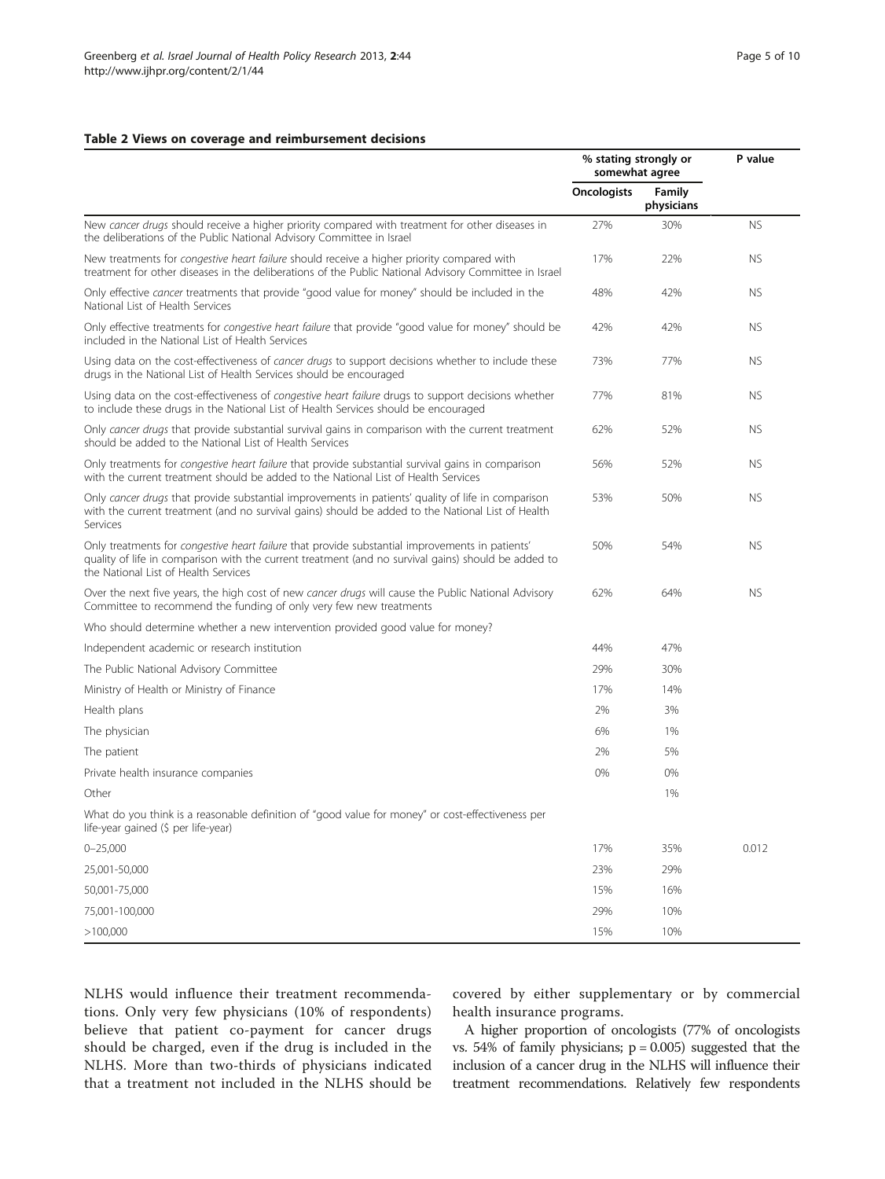**Table 2 Views on coverage and reimbursement decisions**

| | % stating strongly or somewhat agree | | P value |
|---|---|---|---|
| | Oncologists | Family physicians | |
| New *cancer drugs* should receive a higher priority compared with treatment for other diseases in the deliberations of the Public National Advisory Committee in Israel | 27% | 30% | NS |
| New treatments for *congestive heart failure* should receive a higher priority compared with treatment for other diseases in the deliberations of the Public National Advisory Committee in Israel | 17% | 22% | NS |
| Only effective *cancer* treatments that provide "good value for money" should be included in the National List of Health Services | 48% | 42% | NS |
| Only effective treatments for *congestive heart failure* that provide "good value for money" should be included in the National List of Health Services | 42% | 42% | NS |
| Using data on the cost-effectiveness of *cancer drugs* to support decisions whether to include these drugs in the National List of Health Services should be encouraged | 73% | 77% | NS |
| Using data on the cost-effectiveness of *congestive heart failure* drugs to support decisions whether to include these drugs in the National List of Health Services should be encouraged | 77% | 81% | NS |
| Only *cancer drugs* that provide substantial survival gains in comparison with the current treatment should be added to the National List of Health Services | 62% | 52% | NS |
| Only treatments for *congestive heart failure* that provide substantial survival gains in comparison with the current treatment should be added to the National List of Health Services | 56% | 52% | NS |
| Only *cancer drugs* that provide substantial improvements in patients' quality of life in comparison with the current treatment (and no survival gains) should be added to the National List of Health Services | 53% | 50% | NS |
| Only treatments for *congestive heart failure* that provide substantial improvements in patients' quality of life in comparison with the current treatment (and no survival gains) should be added to the National List of Health Services | 50% | 54% | NS |
| Over the next five years, the high cost of new *cancer drugs* will cause the Public National Advisory Committee to recommend the funding of only very few new treatments | 62% | 64% | NS |
| Who should determine whether a new intervention provided good value for money? | | | |
| Independent academic or research institution | 44% | 47% | |
| The Public National Advisory Committee | 29% | 30% | |
| Ministry of Health or Ministry of Finance | 17% | 14% | |
| Health plans | 2% | 3% | |
| The physician | 6% | 1% | |
| The patient | 2% | 5% | |
| Private health insurance companies | 0% | 0% | |
| Other | | 1% | |
| What do you think is a reasonable definition of "good value for money" or cost-effectiveness per life-year gained ($ per life-year) | | | |
| 0–25,000 | 17% | 35% | 0.012 |
| 25,001-50,000 | 23% | 29% | |
| 50,001-75,000 | 15% | 16% | |
| 75,001-100,000 | 29% | 10% | |
| >100,000 | 15% | 10% | |

NLHS would influence their treatment recommendations. Only very few physicians (10% of respondents) believe that patient co-payment for cancer drugs should be charged, even if the drug is included in the NLHS. More than two-thirds of physicians indicated that a treatment not included in the NLHS should be covered by either supplementary or by commercial health insurance programs.

A higher proportion of oncologists (77% of oncologists vs. 54% of family physicians; $p = 0.005$) suggested that the inclusion of a cancer drug in the NLHS will influence their treatment recommendations. Relatively few respondents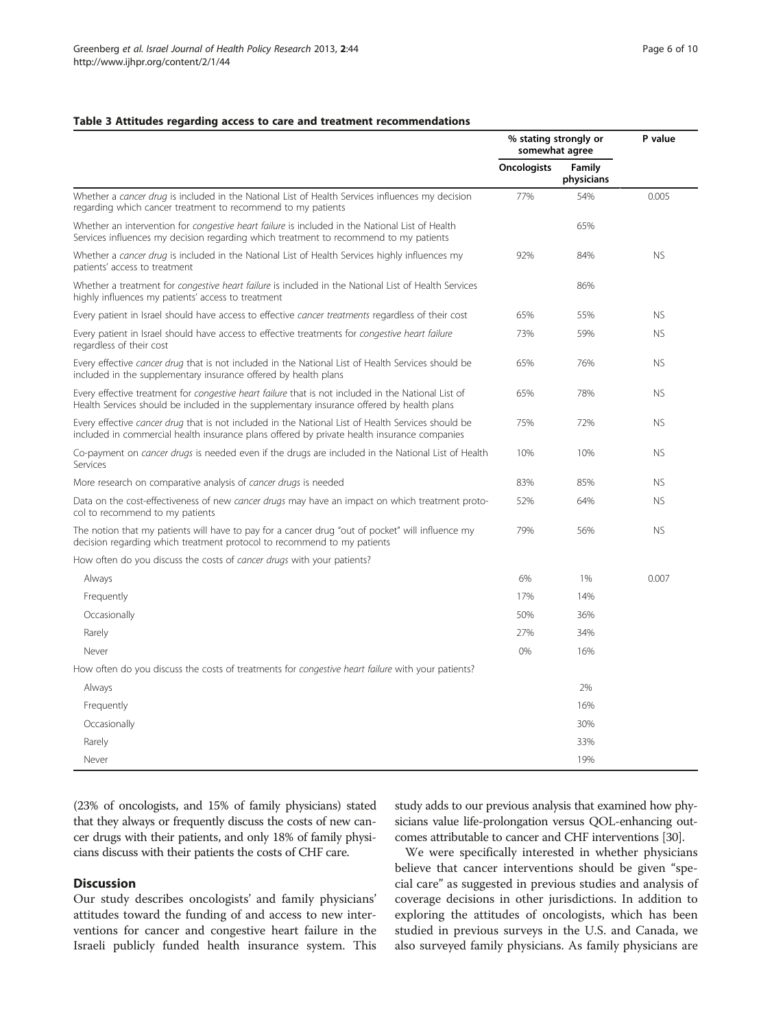**Table 3 Attitudes regarding access to care and treatment recommendations**

| | % stating strongly or somewhat agree | | P value |
|---|---|---|---|
| | Oncologists | Family physicians | |
| Whether a *cancer drug* is included in the National List of Health Services influences my decision regarding which cancer treatment to recommend to my patients | 77% | 54% | 0.005 |
| Whether an intervention for *congestive heart failure* is included in the National List of Health Services influences my decision regarding which treatment to recommend to my patients | | 65% | |
| Whether a *cancer drug* is included in the National List of Health Services highly influences my patients' access to treatment | 92% | 84% | NS |
| Whether a treatment for *congestive heart failure* is included in the National List of Health Services highly influences my patients' access to treatment | | 86% | |
| Every patient in Israel should have access to effective *cancer treatments* regardless of their cost | 65% | 55% | NS |
| Every patient in Israel should have access to effective treatments for *congestive heart failure* regardless of their cost | 73% | 59% | NS |
| Every effective *cancer drug* that is not included in the National List of Health Services should be included in the supplementary insurance offered by health plans | 65% | 76% | NS |
| Every effective treatment for *congestive heart failure* that is not included in the National List of Health Services should be included in the supplementary insurance offered by health plans | 65% | 78% | NS |
| Every effective *cancer drug* that is not included in the National List of Health Services should be included in commercial health insurance plans offered by private health insurance companies | 75% | 72% | NS |
| Co-payment on *cancer drugs* is needed even if the drugs are included in the National List of Health Services | 10% | 10% | NS |
| More research on comparative analysis of *cancer drugs* is needed | 83% | 85% | NS |
| Data on the cost-effectiveness of new *cancer drugs* may have an impact on which treatment protocol to recommend to my patients | 52% | 64% | NS |
| The notion that my patients will have to pay for a cancer drug "out of pocket" will influence my decision regarding which treatment protocol to recommend to my patients | 79% | 56% | NS |
| How often do you discuss the costs of *cancer drugs* with your patients? | | | |
| Always | 6% | 1% | 0.007 |
| Frequently | 17% | 14% | |
| Occasionally | 50% | 36% | |
| Rarely | 27% | 34% | |
| Never | 0% | 16% | |
| How often do you discuss the costs of treatments for *congestive heart failure* with your patients? | | | |
| Always | | 2% | |
| Frequently | | 16% | |
| Occasionally | | 30% | |
| Rarely | | 33% | |
| Never | | 19% | |

(23% of oncologists, and 15% of family physicians) stated that they always or frequently discuss the costs of new cancer drugs with their patients, and only 18% of family physicians discuss with their patients the costs of CHF care.

## Discussion

Our study describes oncologists' and family physicians' attitudes toward the funding of and access to new interventions for cancer and congestive heart failure in the Israeli publicly funded health insurance system. This study adds to our previous analysis that examined how physicians value life-prolongation versus QOL-enhancing outcomes attributable to cancer and CHF interventions [30].

We were specifically interested in whether physicians believe that cancer interventions should be given "special care" as suggested in previous studies and analysis of coverage decisions in other jurisdictions. In addition to exploring the attitudes of oncologists, which has been studied in previous surveys in the U.S. and Canada, we also surveyed family physicians. As family physicians are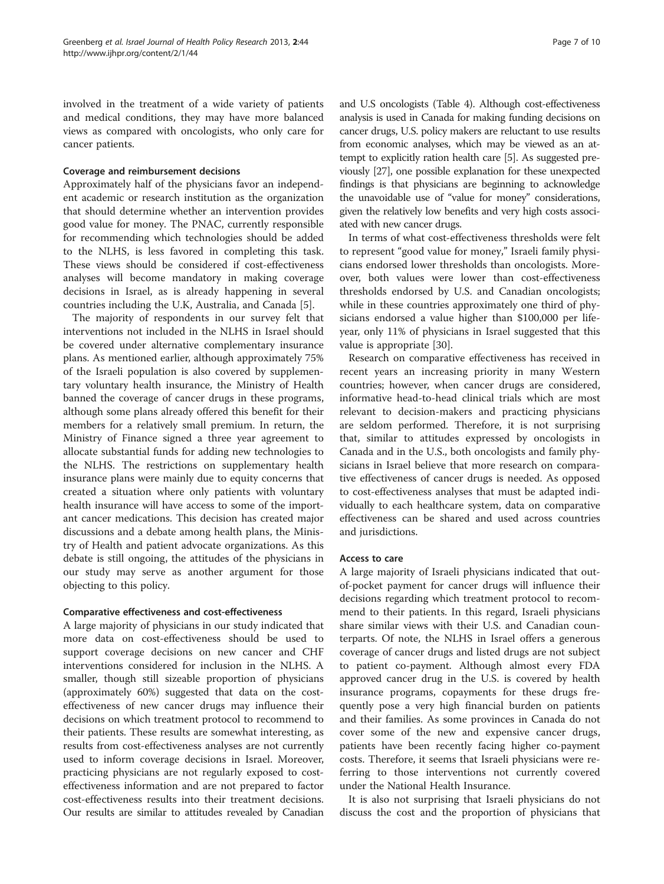involved in the treatment of a wide variety of patients and medical conditions, they may have more balanced views as compared with oncologists, who only care for cancer patients.

#### Coverage and reimbursement decisions

Approximately half of the physicians favor an independent academic or research institution as the organization that should determine whether an intervention provides good value for money. The PNAC, currently responsible for recommending which technologies should be added to the NLHS, is less favored in completing this task. These views should be considered if cost-effectiveness analyses will become mandatory in making coverage decisions in Israel, as is already happening in several countries including the U.K, Australia, and Canada [5].

The majority of respondents in our survey felt that interventions not included in the NLHS in Israel should be covered under alternative complementary insurance plans. As mentioned earlier, although approximately 75% of the Israeli population is also covered by supplementary voluntary health insurance, the Ministry of Health banned the coverage of cancer drugs in these programs, although some plans already offered this benefit for their members for a relatively small premium. In return, the Ministry of Finance signed a three year agreement to allocate substantial funds for adding new technologies to the NLHS. The restrictions on supplementary health insurance plans were mainly due to equity concerns that created a situation where only patients with voluntary health insurance will have access to some of the important cancer medications. This decision has created major discussions and a debate among health plans, the Ministry of Health and patient advocate organizations. As this debate is still ongoing, the attitudes of the physicians in our study may serve as another argument for those objecting to this policy.

#### Comparative effectiveness and cost-effectiveness

A large majority of physicians in our study indicated that more data on cost-effectiveness should be used to support coverage decisions on new cancer and CHF interventions considered for inclusion in the NLHS. A smaller, though still sizeable proportion of physicians (approximately 60%) suggested that data on the cost-effectiveness of new cancer drugs may influence their decisions on which treatment protocol to recommend to their patients. These results are somewhat interesting, as results from cost-effectiveness analyses are not currently used to inform coverage decisions in Israel. Moreover, practicing physicians are not regularly exposed to cost-effectiveness information and are not prepared to factor cost-effectiveness results into their treatment decisions. Our results are similar to attitudes revealed by Canadian and U.S oncologists (Table 4). Although cost-effectiveness analysis is used in Canada for making funding decisions on cancer drugs, U.S. policy makers are reluctant to use results from economic analyses, which may be viewed as an attempt to explicitly ration health care [5]. As suggested previously [27], one possible explanation for these unexpected findings is that physicians are beginning to acknowledge the unavoidable use of "value for money" considerations, given the relatively low benefits and very high costs associated with new cancer drugs.

In terms of what cost-effectiveness thresholds were felt to represent "good value for money," Israeli family physicians endorsed lower thresholds than oncologists. Moreover, both values were lower than cost-effectiveness thresholds endorsed by U.S. and Canadian oncologists; while in these countries approximately one third of physicians endorsed a value higher than $100,000 per life-year, only 11% of physicians in Israel suggested that this value is appropriate [30].

Research on comparative effectiveness has received in recent years an increasing priority in many Western countries; however, when cancer drugs are considered, informative head-to-head clinical trials which are most relevant to decision-makers and practicing physicians are seldom performed. Therefore, it is not surprising that, similar to attitudes expressed by oncologists in Canada and in the U.S., both oncologists and family physicians in Israel believe that more research on comparative effectiveness of cancer drugs is needed. As opposed to cost-effectiveness analyses that must be adapted individually to each healthcare system, data on comparative effectiveness can be shared and used across countries and jurisdictions.

#### Access to care

A large majority of Israeli physicians indicated that out-of-pocket payment for cancer drugs will influence their decisions regarding which treatment protocol to recommend to their patients. In this regard, Israeli physicians share similar views with their U.S. and Canadian counterparts. Of note, the NLHS in Israel offers a generous coverage of cancer drugs and listed drugs are not subject to patient co-payment. Although almost every FDA approved cancer drug in the U.S. is covered by health insurance programs, copayments for these drugs frequently pose a very high financial burden on patients and their families. As some provinces in Canada do not cover some of the new and expensive cancer drugs, patients have been recently facing higher co-payment costs. Therefore, it seems that Israeli physicians were referring to those interventions not currently covered under the National Health Insurance.

It is also not surprising that Israeli physicians do not discuss the cost and the proportion of physicians that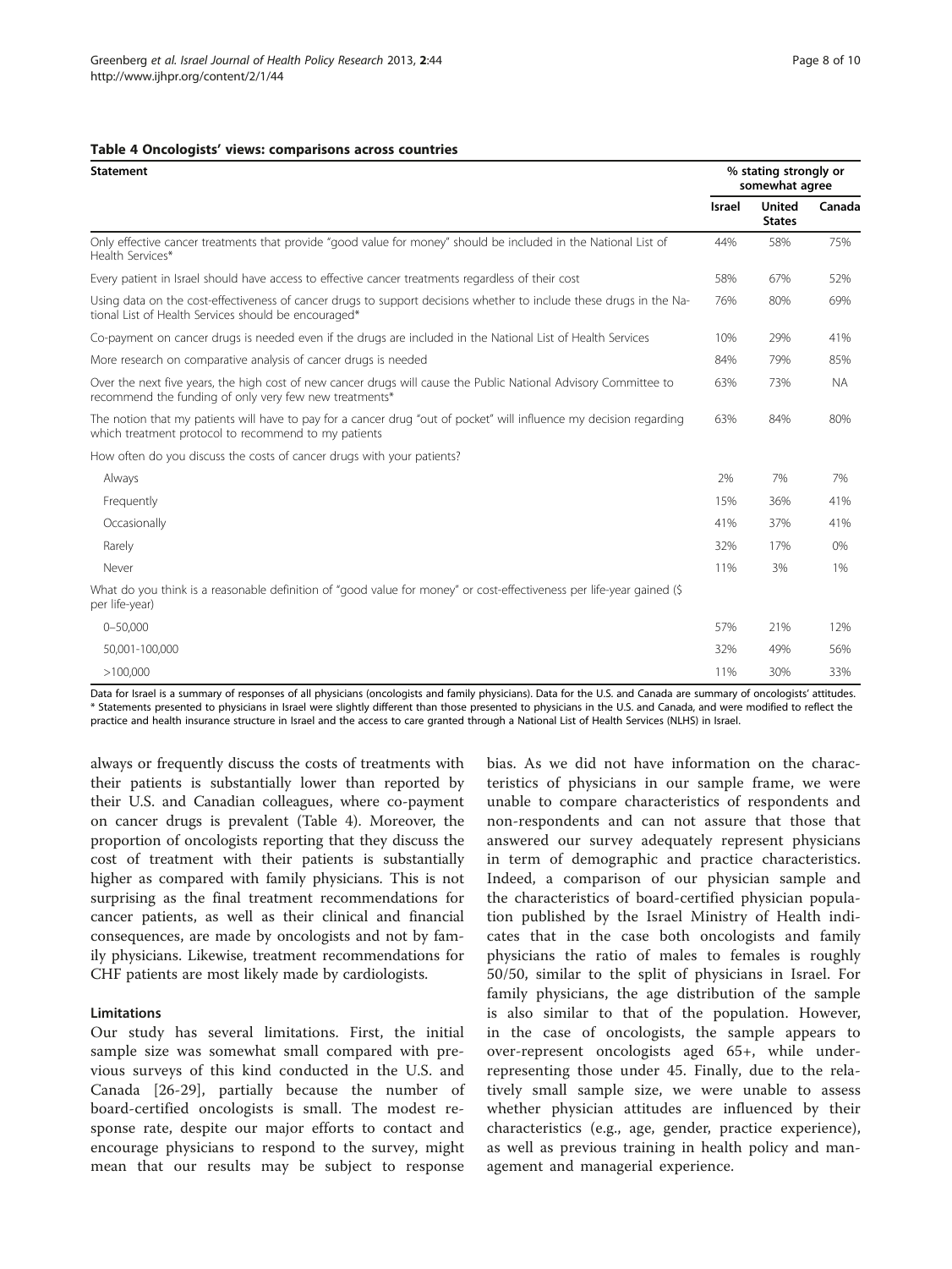**Table 4 Oncologists' views: comparisons across countries**

| Statement | % stating strongly or somewhat agree | | |
|---|---|---|---|
| | Israel | United States | Canada |
| Only effective cancer treatments that provide "good value for money" should be included in the National List of Health Services* | 44% | 58% | 75% |
| Every patient in Israel should have access to effective cancer treatments regardless of their cost | 58% | 67% | 52% |
| Using data on the cost-effectiveness of cancer drugs to support decisions whether to include these drugs in the National List of Health Services should be encouraged* | 76% | 80% | 69% |
| Co-payment on cancer drugs is needed even if the drugs are included in the National List of Health Services | 10% | 29% | 41% |
| More research on comparative analysis of cancer drugs is needed | 84% | 79% | 85% |
| Over the next five years, the high cost of new cancer drugs will cause the Public National Advisory Committee to recommend the funding of only very few new treatments* | 63% | 73% | NA |
| The notion that my patients will have to pay for a cancer drug "out of pocket" will influence my decision regarding which treatment protocol to recommend to my patients | 63% | 84% | 80% |
| How often do you discuss the costs of cancer drugs with your patients? | | | |
| Always | 2% | 7% | 7% |
| Frequently | 15% | 36% | 41% |
| Occasionally | 41% | 37% | 41% |
| Rarely | 32% | 17% | 0% |
| Never | 11% | 3% | 1% |
| What do you think is a reasonable definition of "good value for money" or cost-effectiveness per life-year gained ($ per life-year) | | | |
| 0–50,000 | 57% | 21% | 12% |
| 50,001-100,000 | 32% | 49% | 56% |
| >100,000 | 11% | 30% | 33% |

Data for Israel is a summary of responses of all physicians (oncologists and family physicians). Data for the U.S. and Canada are summary of oncologists' attitudes.
* Statements presented to physicians in Israel were slightly different than those presented to physicians in the U.S. and Canada, and were modified to reflect the practice and health insurance structure in Israel and the access to care granted through a National List of Health Services (NLHS) in Israel.

always or frequently discuss the costs of treatments with their patients is substantially lower than reported by their U.S. and Canadian colleagues, where co-payment on cancer drugs is prevalent (Table 4). Moreover, the proportion of oncologists reporting that they discuss the cost of treatment with their patients is substantially higher as compared with family physicians. This is not surprising as the final treatment recommendations for cancer patients, as well as their clinical and financial consequences, are made by oncologists and not by family physicians. Likewise, treatment recommendations for CHF patients are most likely made by cardiologists.

### Limitations

Our study has several limitations. First, the initial sample size was somewhat small compared with previous surveys of this kind conducted in the U.S. and Canada [26-29], partially because the number of board-certified oncologists is small. The modest response rate, despite our major efforts to contact and encourage physicians to respond to the survey, might mean that our results may be subject to response bias. As we did not have information on the characteristics of physicians in our sample frame, we were unable to compare characteristics of respondents and non-respondents and can not assure that those that answered our survey adequately represent physicians in term of demographic and practice characteristics. Indeed, a comparison of our physician sample and the characteristics of board-certified physician population published by the Israel Ministry of Health indicates that in the case both oncologists and family physicians the ratio of males to females is roughly 50/50, similar to the split of physicians in Israel. For family physicians, the age distribution of the sample is also similar to that of the population. However, in the case of oncologists, the sample appears to over-represent oncologists aged 65+, while under-representing those under 45. Finally, due to the relatively small sample size, we were unable to assess whether physician attitudes are influenced by their characteristics (e.g., age, gender, practice experience), as well as previous training in health policy and management and managerial experience.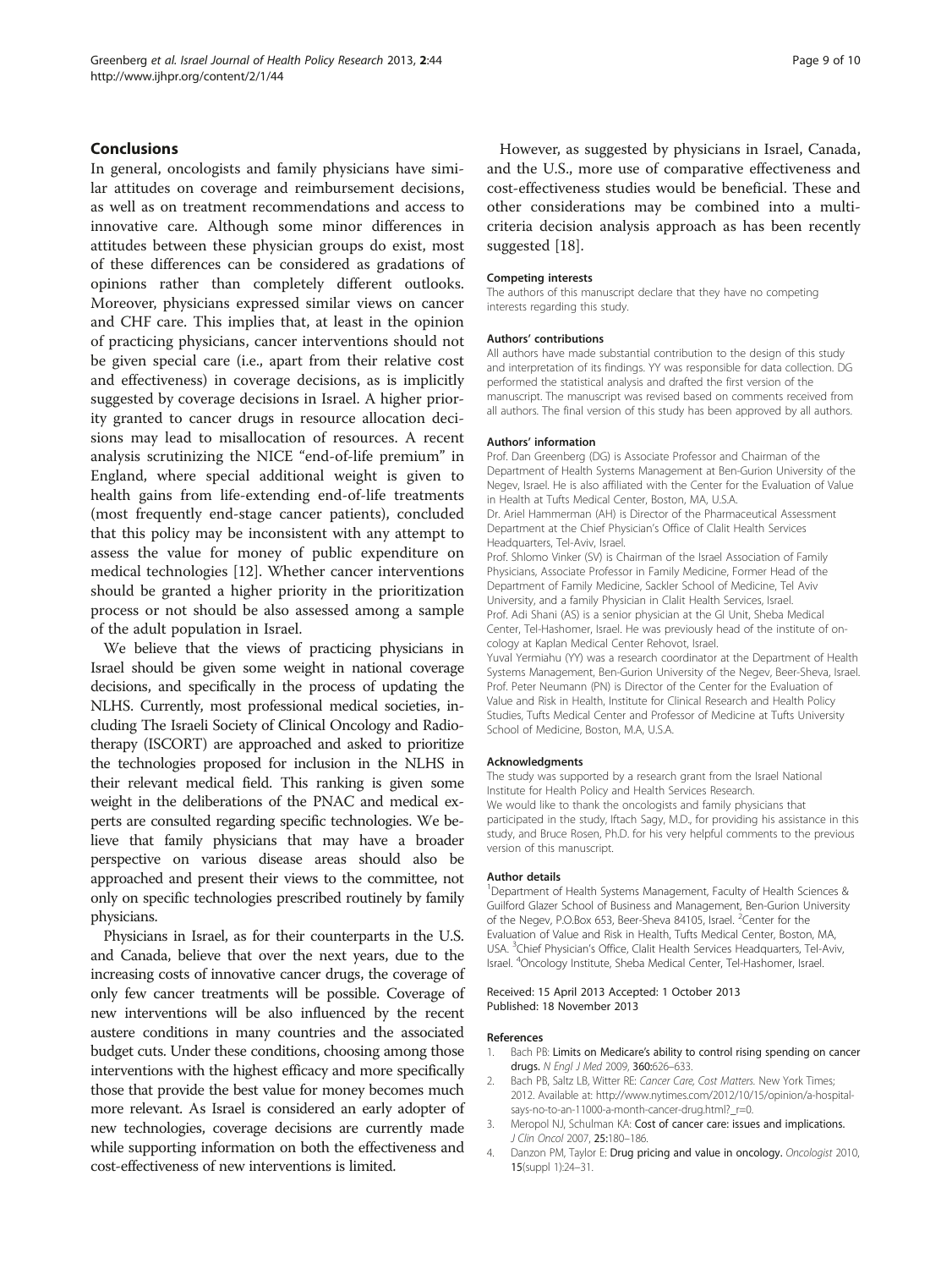## Conclusions

In general, oncologists and family physicians have similar attitudes on coverage and reimbursement decisions, as well as on treatment recommendations and access to innovative care. Although some minor differences in attitudes between these physician groups do exist, most of these differences can be considered as gradations of opinions rather than completely different outlooks. Moreover, physicians expressed similar views on cancer and CHF care. This implies that, at least in the opinion of practicing physicians, cancer interventions should not be given special care (i.e., apart from their relative cost and effectiveness) in coverage decisions, as is implicitly suggested by coverage decisions in Israel. A higher priority granted to cancer drugs in resource allocation decisions may lead to misallocation of resources. A recent analysis scrutinizing the NICE "end-of-life premium" in England, where special additional weight is given to health gains from life-extending end-of-life treatments (most frequently end-stage cancer patients), concluded that this policy may be inconsistent with any attempt to assess the value for money of public expenditure on medical technologies [12]. Whether cancer interventions should be granted a higher priority in the prioritization process or not should be also assessed among a sample of the adult population in Israel.

We believe that the views of practicing physicians in Israel should be given some weight in national coverage decisions, and specifically in the process of updating the NLHS. Currently, most professional medical societies, including The Israeli Society of Clinical Oncology and Radiotherapy (ISCORT) are approached and asked to prioritize the technologies proposed for inclusion in the NLHS in their relevant medical field. This ranking is given some weight in the deliberations of the PNAC and medical experts are consulted regarding specific technologies. We believe that family physicians that may have a broader perspective on various disease areas should also be approached and present their views to the committee, not only on specific technologies prescribed routinely by family physicians.

Physicians in Israel, as for their counterparts in the U.S. and Canada, believe that over the next years, due to the increasing costs of innovative cancer drugs, the coverage of only few cancer treatments will be possible. Coverage of new interventions will be also influenced by the recent austere conditions in many countries and the associated budget cuts. Under these conditions, choosing among those interventions with the highest efficacy and more specifically those that provide the best value for money becomes much more relevant. As Israel is considered an early adopter of new technologies, coverage decisions are currently made while supporting information on both the effectiveness and cost-effectiveness of new interventions is limited.

However, as suggested by physicians in Israel, Canada, and the U.S., more use of comparative effectiveness and cost-effectiveness studies would be beneficial. These and other considerations may be combined into a multi-criteria decision analysis approach as has been recently suggested [18].

#### Competing interests

The authors of this manuscript declare that they have no competing interests regarding this study.

#### Authors' contributions

All authors have made substantial contribution to the design of this study and interpretation of its findings. YY was responsible for data collection. DG performed the statistical analysis and drafted the first version of the manuscript. The manuscript was revised based on comments received from all authors. The final version of this study has been approved by all authors.

#### Authors' information

Prof. Dan Greenberg (DG) is Associate Professor and Chairman of the Department of Health Systems Management at Ben-Gurion University of the Negev, Israel. He is also affiliated with the Center for the Evaluation of Value in Health at Tufts Medical Center, Boston, MA, U.S.A.

Dr. Ariel Hammerman (AH) is Director of the Pharmaceutical Assessment Department at the Chief Physician's Office of Clalit Health Services Headquarters, Tel-Aviv, Israel.

Prof. Shlomo Vinker (SV) is Chairman of the Israel Association of Family Physicians, Associate Professor in Family Medicine, Former Head of the Department of Family Medicine, Sackler School of Medicine, Tel Aviv University, and a family Physician in Clalit Health Services, Israel.

Prof. Adi Shani (AS) is a senior physician at the GI Unit, Sheba Medical Center, Tel-Hashomer, Israel. He was previously head of the institute of oncology at Kaplan Medical Center Rehovot, Israel.

Yuval Yermiahu (YY) was a research coordinator at the Department of Health Systems Management, Ben-Gurion University of the Negev, Beer-Sheva, Israel.

Prof. Peter Neumann (PN) is Director of the Center for the Evaluation of Value and Risk in Health, Institute for Clinical Research and Health Policy Studies, Tufts Medical Center and Professor of Medicine at Tufts University School of Medicine, Boston, M.A, U.S.A.

#### Acknowledgments

The study was supported by a research grant from the Israel National Institute for Health Policy and Health Services Research.

We would like to thank the oncologists and family physicians that participated in the study, Iftach Sagy, M.D., for providing his assistance in this study, and Bruce Rosen, Ph.D. for his very helpful comments to the previous version of this manuscript.

#### Author details

[1]Department of Health Systems Management, Faculty of Health Sciences & Guilford Glazer School of Business and Management, Ben-Gurion University of the Negev, P.O.Box 653, Beer-Sheva 84105, Israel. [2]Center for the Evaluation of Value and Risk in Health, Tufts Medical Center, Boston, MA, USA. [3]Chief Physician's Office, Clalit Health Services Headquarters, Tel-Aviv, Israel. [4]Oncology Institute, Sheba Medical Center, Tel-Hashomer, Israel.

Received: 15 April 2013 Accepted: 1 October 2013
Published: 18 November 2013

#### References

1. Bach PB: **Limits on Medicare's ability to control rising spending on cancer drugs.** *N Engl J Med* 2009, **360:**626–633.
2. Bach PB, Saltz LB, Witter RE: *Cancer Care, Cost Matters.* New York Times; 2012. Available at: http://www.nytimes.com/2012/10/15/opinion/a-hospital-says-no-to-an-11000-a-month-cancer-drug.html?_r=0.
3. Meropol NJ, Schulman KA: **Cost of cancer care: issues and implications.** *J Clin Oncol* 2007, **25:**180–186.
4. Danzon PM, Taylor E: **Drug pricing and value in oncology.** *Oncologist* 2010, **15**(suppl 1):24–31.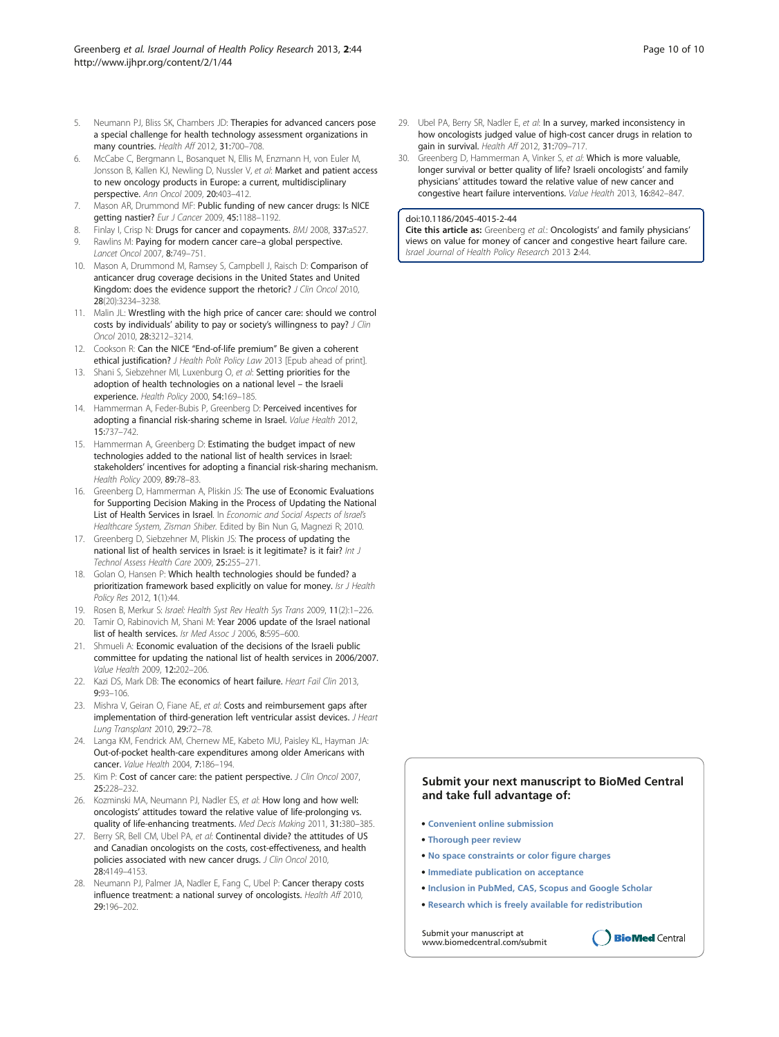5. Neumann PJ, Bliss SK, Chambers JD: **Therapies for advanced cancers pose a special challenge for health technology assessment organizations in many countries.** *Health Aff* 2012, **31**:700–708.
6. McCabe C, Bergmann L, Bosanquet N, Ellis M, Enzmann H, von Euler M, Jonsson B, Kallen KJ, Newling D, Nussler V, *et al*: **Market and patient access to new oncology products in Europe: a current, multidisciplinary perspective.** *Ann Oncol* 2009, **20**:403–412.
7. Mason AR, Drummond MF: **Public funding of new cancer drugs: Is NICE getting nastier?** *Eur J Cancer* 2009, **45**:1188–1192.
8. Finlay I, Crisp N: **Drugs for cancer and copayments.** *BMJ* 2008, **337**:a527.
9. Rawlins M: **Paying for modern cancer care–a global perspective.** *Lancet Oncol* 2007, **8**:749–751.
10. Mason A, Drummond M, Ramsey S, Campbell J, Raisch D: **Comparison of anticancer drug coverage decisions in the United States and United Kingdom: does the evidence support the rhetoric?** *J Clin Oncol* 2010, **28**(20):3234–3238.
11. Malin JL: **Wrestling with the high price of cancer care: should we control costs by individuals' ability to pay or society's willingness to pay?** *J Clin Oncol* 2010, **28**:3212–3214.
12. Cookson R: **Can the NICE "End-of-life premium" Be given a coherent ethical justification?** *J Health Polit Policy Law* 2013 [Epub ahead of print].
13. Shani S, Siebzehner MI, Luxenburg O, *et al*: **Setting priorities for the adoption of health technologies on a national level – the Israeli experience.** *Health Policy* 2000, **54**:169–185.
14. Hammerman A, Feder-Bubis P, Greenberg D: **Perceived incentives for adopting a financial risk-sharing scheme in Israel.** *Value Health* 2012, **15**:737–742.
15. Hammerman A, Greenberg D: **Estimating the budget impact of new technologies added to the national list of health services in Israel: stakeholders' incentives for adopting a financial risk-sharing mechanism.** *Health Policy* 2009, **89**:78–83.
16. Greenberg D, Hammerman A, Pliskin JS: **The use of Economic Evaluations for Supporting Decision Making in the Process of Updating the National List of Health Services in Israel.** In *Economic and Social Aspects of Israel's Healthcare System, Zisman Shiber*. Edited by Bin Nun G, Magnezi R; 2010.
17. Greenberg D, Siebzehner M, Pliskin JS: **The process of updating the national list of health services in Israel: is it legitimate? is it fair?** *Int J Technol Assess Health Care* 2009, **25**:255–271.
18. Golan O, Hansen P: **Which health technologies should be funded? a prioritization framework based explicitly on value for money.** *Isr J Health Policy Res* 2012, **1**(1):44.
19. Rosen B, Merkur S: *Israel: Health Syst Rev Health Sys Trans* 2009, **11**(2):1–226.
20. Tamir O, Rabinovich M, Shani M: **Year 2006 update of the Israel national list of health services.** *Isr Med Assoc J* 2006, **8**:595–600.
21. Shmueli A: **Economic evaluation of the decisions of the Israeli public committee for updating the national list of health services in 2006/2007.** *Value Health* 2009, **12**:202–206.
22. Kazi DS, Mark DB: **The economics of heart failure.** *Heart Fail Clin* 2013, **9**:93–106.
23. Mishra V, Geiran O, Fiane AE, *et al*: **Costs and reimbursement gaps after implementation of third-generation left ventricular assist devices.** *J Heart Lung Transplant* 2010, **29**:72–78.
24. Langa KM, Fendrick AM, Chernew ME, Kabeto MU, Paisley KL, Hayman JA: **Out-of-pocket health-care expenditures among older Americans with cancer.** *Value Health* 2004, **7**:186–194.
25. Kim P: **Cost of cancer care: the patient perspective.** *J Clin Oncol* 2007, **25**:228–232.
26. Kozminski MA, Neumann PJ, Nadler ES, *et al*: **How long and how well: oncologists' attitudes toward the relative value of life-prolonging vs. quality of life-enhancing treatments.** *Med Decis Making* 2011, **31**:380–385.
27. Berry SR, Bell CM, Ubel PA, *et al*: **Continental divide? the attitudes of US and Canadian oncologists on the costs, cost-effectiveness, and health policies associated with new cancer drugs.** *J Clin Oncol* 2010, **28**:4149–4153.
28. Neumann PJ, Palmer JA, Nadler E, Fang C, Ubel P: **Cancer therapy costs influence treatment: a national survey of oncologists.** *Health Aff* 2010, **29**:196–202.
29. Ubel PA, Berry SR, Nadler E, *et al*: **In a survey, marked inconsistency in how oncologists judged value of high-cost cancer drugs in relation to gain in survival.** *Health Aff* 2012, **31**:709–717.
30. Greenberg D, Hammerman A, Vinker S, *et al*: **Which is more valuable, longer survival or better quality of life? Israeli oncologists' and family physicians' attitudes toward the relative value of new cancer and congestive heart failure interventions.** *Value Health* 2013, **16**:842–847.

doi:10.1186/2045-4015-2-44

**Cite this article as:** Greenberg *et al.*: Oncologists' and family physicians' views on value for money of cancer and congestive heart failure care. *Israel Journal of Health Policy Research* 2013 **2**:44.

**Submit your next manuscript to BioMed Central and take full advantage of:**

- **Convenient online submission**
- **Thorough peer review**
- **No space constraints or color figure charges**
- **Immediate publication on acceptance**
- **Inclusion in PubMed, CAS, Scopus and Google Scholar**
- **Research which is freely available for redistribution**

Submit your manuscript at www.biomedcentral.com/submit

BioMed Central